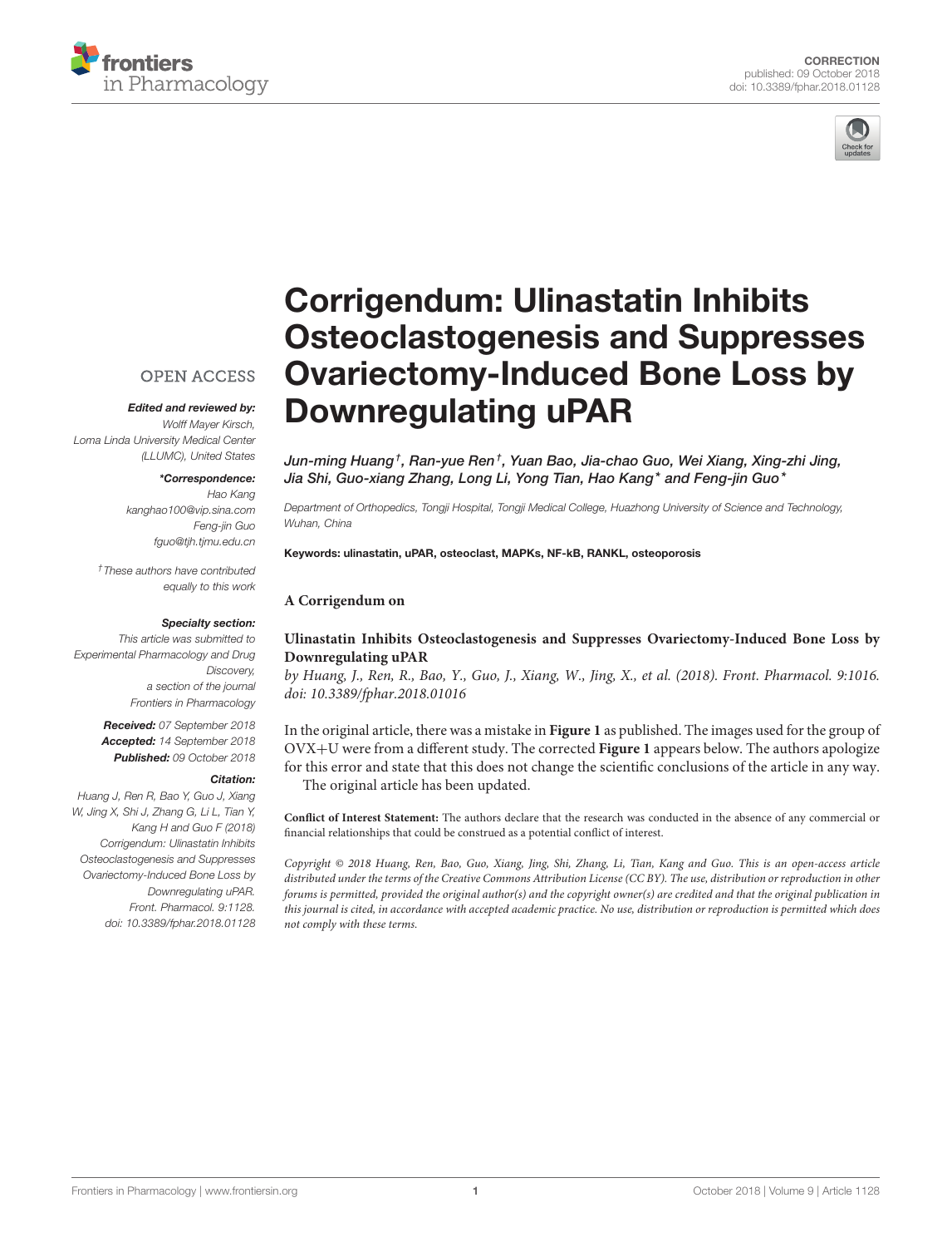CORRECTION
published: 09 October 2018
doi: 10.3389/fphar.2018.01128

# Corrigendum: Ulinastatin Inhibits Osteoclastogenesis and Suppresses Ovariectomy-Induced Bone Loss by Downregulating uPAR

*Jun-ming Huang[†], Ran-yue Ren[†], Yuan Bao, Jia-chao Guo, Wei Xiang, Xing-zhi Jing, Jia Shi, Guo-xiang Zhang, Long Li, Yong Tian, Hao Kang* and Feng-jin Guo**

*Department of Orthopedics, Tongji Hospital, Tongji Medical College, Huazhong University of Science and Technology, Wuhan, China*

**Keywords:** ulinastatin, uPAR, osteoclast, MAPKs, NF-kB, RANKL, osteoporosis

OPEN ACCESS

***Edited and reviewed by:***
*Wolff Mayer Kirsch, Loma Linda University Medical Center (LLUMC), United States*

***\*Correspondence:***
*Hao Kang*
*kanghao100@vip.sina.com*
*Feng-jin Guo*
*fguo@tjh.tjmu.edu.cn*

*[†]These authors have contributed equally to this work*

***Specialty section:***
*This article was submitted to Experimental Pharmacology and Drug Discovery, a section of the journal Frontiers in Pharmacology*

***Received:*** *07 September 2018*
***Accepted:*** *14 September 2018*
***Published:*** *09 October 2018*

***Citation:***
*Huang J, Ren R, Bao Y, Guo J, Xiang W, Jing X, Shi J, Zhang G, Li L, Tian Y, Kang H and Guo F (2018) Corrigendum: Ulinastatin Inhibits Osteoclastogenesis and Suppresses Ovariectomy-Induced Bone Loss by Downregulating uPAR. Front. Pharmacol. 9:1128. doi: 10.3389/fphar.2018.01128*

**A Corrigendum on**

**Ulinastatin Inhibits Osteoclastogenesis and Suppresses Ovariectomy-Induced Bone Loss by Downregulating uPAR**

*by Huang, J., Ren, R., Bao, Y., Guo, J., Xiang, W., Jing, X., et al. (2018). Front. Pharmacol. 9:1016. doi: 10.3389/fphar.2018.01016*

In the original article, there was a mistake in **Figure 1** as published. The images used for the group of OVX+U were from a different study. The corrected **Figure 1** appears below. The authors apologize for this error and state that this does not change the scientific conclusions of the article in any way.

The original article has been updated.

**Conflict of Interest Statement:** The authors declare that the research was conducted in the absence of any commercial or financial relationships that could be construed as a potential conflict of interest.

*Copyright © 2018 Huang, Ren, Bao, Guo, Xiang, Jing, Shi, Zhang, Li, Tian, Kang and Guo. This is an open-access article distributed under the terms of the Creative Commons Attribution License (CC BY). The use, distribution or reproduction in other forums is permitted, provided the original author(s) and the copyright owner(s) are credited and that the original publication in this journal is cited, in accordance with accepted academic practice. No use, distribution or reproduction is permitted which does not comply with these terms.*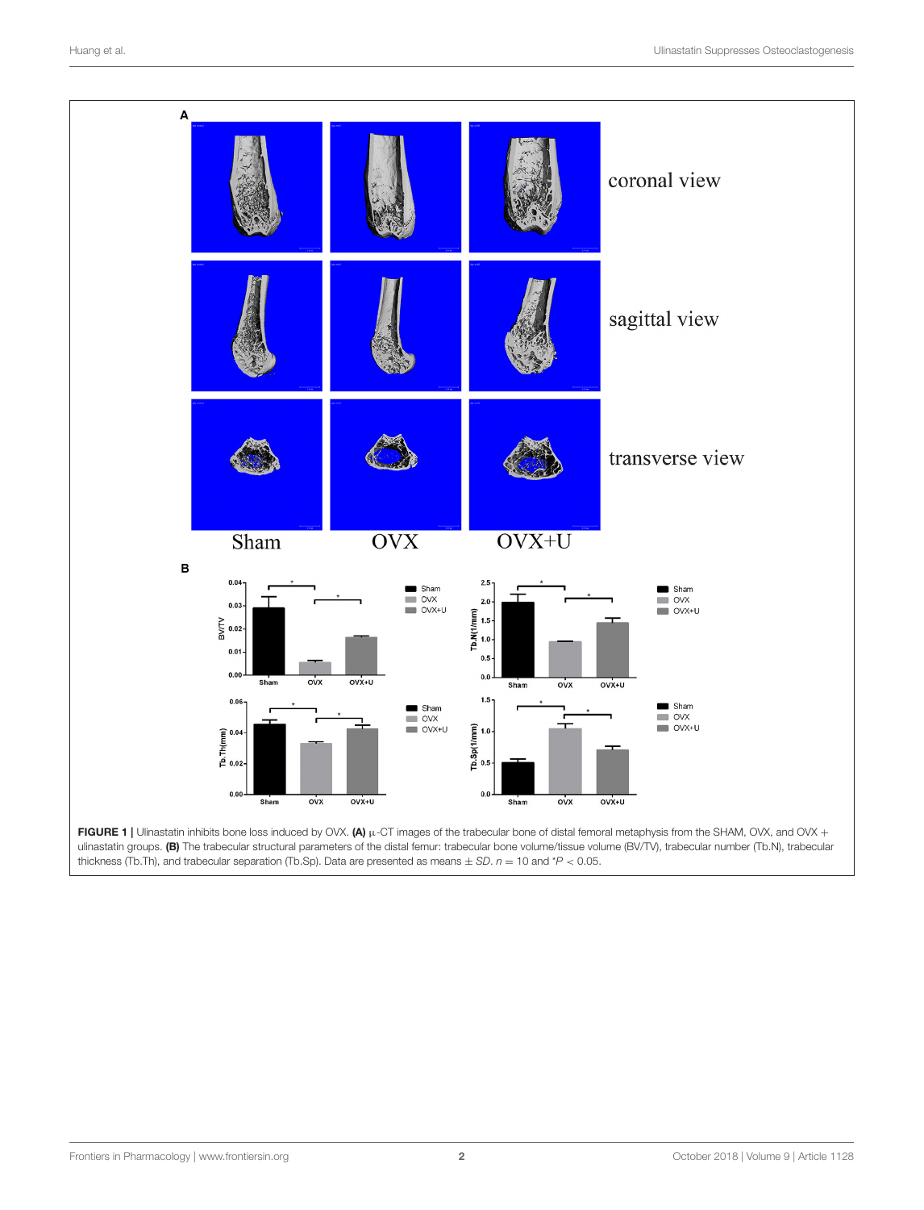A

coronal view

sagittal view

transverse view

Sham

OVX

OVX+U

B

BV/TV
0.04
0.03
0.02
0.01
0.00
Sham
OVX
OVX+U
*
*
Sham
OVX
OVX+U

Tb.N(1/mm)
2.5
2.0
1.5
1.0
0.5
0.0
Sham
OVX
OVX+U
*
*
Sham
OVX
OVX+U

Tb.Th(mm)
0.06
0.04
0.02
0.00
Sham
OVX
OVX+U
*
*
Sham
OVX
OVX+U

Tb.Sp(1/mm)
1.5
1.0
0.5
0.0
Sham
OVX
OVX+U
*
*
Sham
OVX
OVX+U

**FIGURE 1 |** Ulinastatin inhibits bone loss induced by OVX. **(A)** µ-CT images of the trabecular bone of distal femoral metaphysis from the SHAM, OVX, and OVX + ulinastatin groups. **(B)** The trabecular structural parameters of the distal femur: trabecular bone volume/tissue volume (BV/TV), trabecular number (Tb.N), trabecular thickness (Tb.Th), and trabecular separation (Tb.Sp). Data are presented as means ± *SD*. $n = 10$ and $^{*}P < 0.05$.